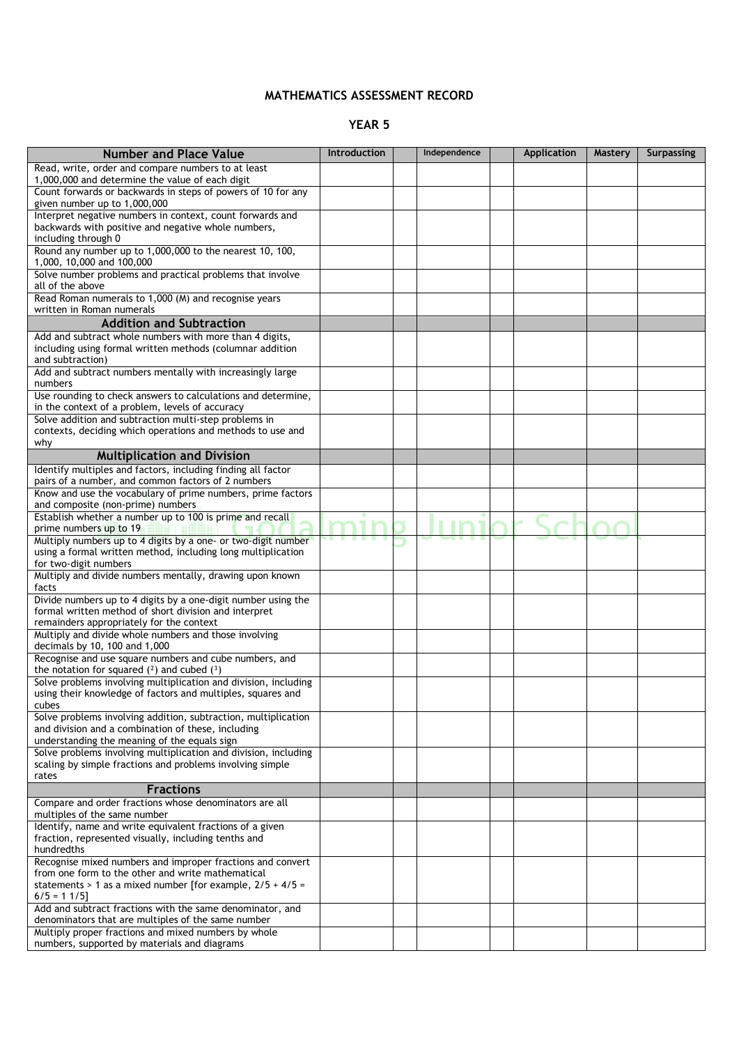# MATHEMATICS ASSESSMENT RECORD

## YEAR 5

| Number and Place Value | Introduction | | Independence | | Application | Mastery | Surpassing |
|---|---|---|---|---|---|---|---|
| Read, write, order and compare numbers to at least 1,000,000 and determine the value of each digit | | | | | | | |
| Count forwards or backwards in steps of powers of 10 for any given number up to 1,000,000 | | | | | | | |
| Interpret negative numbers in context, count forwards and backwards with positive and negative whole numbers, including through 0 | | | | | | | |
| Round any number up to 1,000,000 to the nearest 10, 100, 1,000, 10,000 and 100,000 | | | | | | | |
| Solve number problems and practical problems that involve all of the above | | | | | | | |
| Read Roman numerals to 1,000 (M) and recognise years written in Roman numerals | | | | | | | |
| **Addition and Subtraction** | | | | | | | |
| Add and subtract whole numbers with more than 4 digits, including using formal written methods (columnar addition and subtraction) | | | | | | | |
| Add and subtract numbers mentally with increasingly large numbers | | | | | | | |
| Use rounding to check answers to calculations and determine, in the context of a problem, levels of accuracy | | | | | | | |
| Solve addition and subtraction multi-step problems in contexts, deciding which operations and methods to use and why | | | | | | | |
| **Multiplication and Division** | | | | | | | |
| Identify multiples and factors, including finding all factor pairs of a number, and common factors of 2 numbers | | | | | | | |
| Know and use the vocabulary of prime numbers, prime factors and composite (non-prime) numbers | | | | | | | |
| Establish whether a number up to 100 is prime and recall prime numbers up to 19 | | | | | | | |
| Multiply numbers up to 4 digits by a one- or two-digit number using a formal written method, including long multiplication for two-digit numbers | | | | | | | |
| Multiply and divide numbers mentally, drawing upon known facts | | | | | | | |
| Divide numbers up to 4 digits by a one-digit number using the formal written method of short division and interpret remainders appropriately for the context | | | | | | | |
| Multiply and divide whole numbers and those involving decimals by 10, 100 and 1,000 | | | | | | | |
| Recognise and use square numbers and cube numbers, and the notation for squared ($^2$) and cubed ($^3$) | | | | | | | |
| Solve problems involving multiplication and division, including using their knowledge of factors and multiples, squares and cubes | | | | | | | |
| Solve problems involving addition, subtraction, multiplication and division and a combination of these, including understanding the meaning of the equals sign | | | | | | | |
| Solve problems involving multiplication and division, including scaling by simple fractions and problems involving simple rates | | | | | | | |
| **Fractions** | | | | | | | |
| Compare and order fractions whose denominators are all multiples of the same number | | | | | | | |
| Identify, name and write equivalent fractions of a given fraction, represented visually, including tenths and hundredths | | | | | | | |
| Recognise mixed numbers and improper fractions and convert from one form to the other and write mathematical statements > 1 as a mixed number [for example, $2/5 + 4/5 = 6/5 = 1\ 1/5$] | | | | | | | |
| Add and subtract fractions with the same denominator, and denominators that are multiples of the same number | | | | | | | |
| Multiply proper fractions and mixed numbers by whole numbers, supported by materials and diagrams | | | | | | | |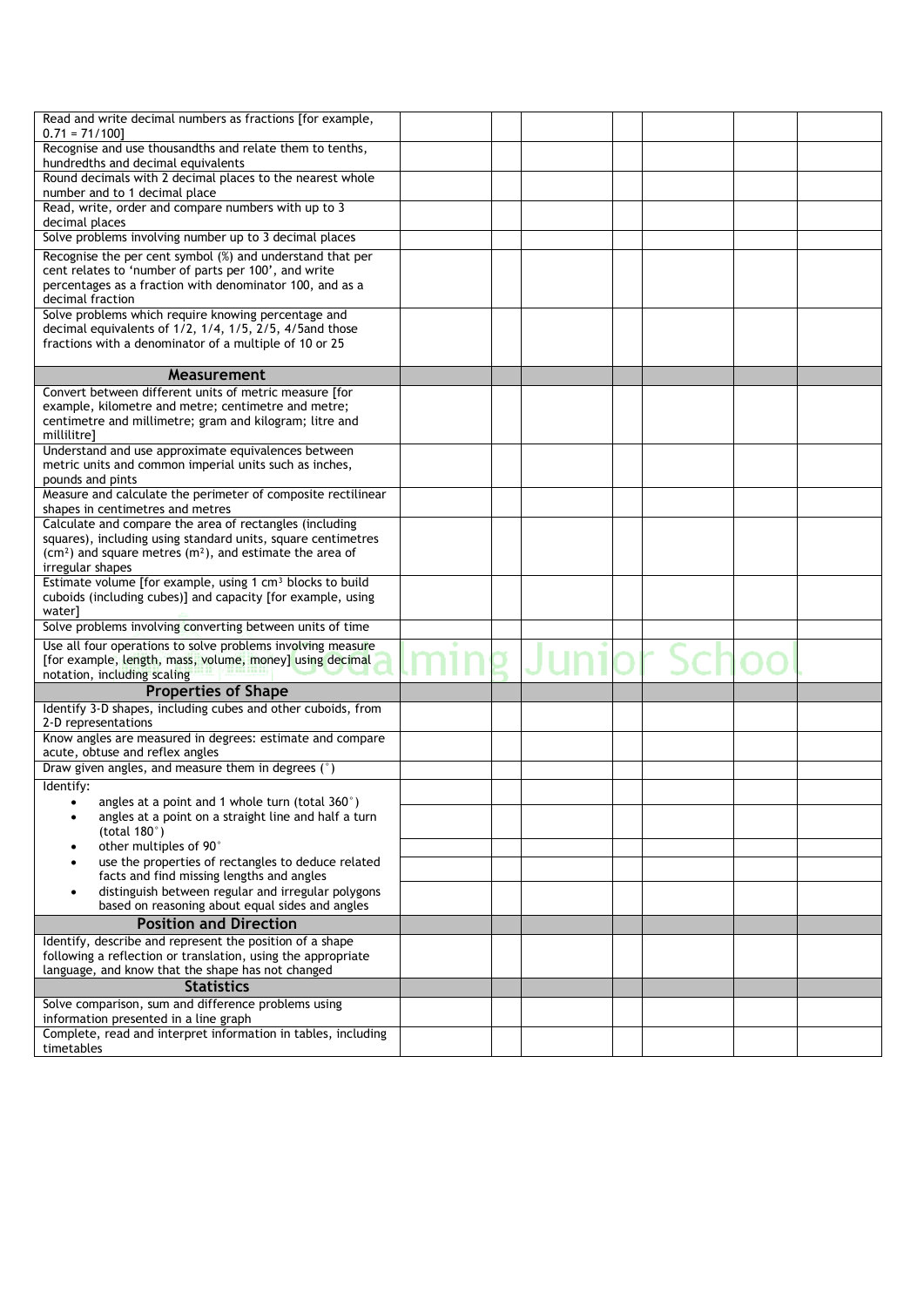| | | | | | | | |
|---|---|---|---|---|---|---|---|
| Read and write decimal numbers as fractions [for example, 0.71 = 71/100] | | | | | | | |
| Recognise and use thousandths and relate them to tenths, hundredths and decimal equivalents | | | | | | | |
| Round decimals with 2 decimal places to the nearest whole number and to 1 decimal place | | | | | | | |
| Read, write, order and compare numbers with up to 3 decimal places | | | | | | | |
| Solve problems involving number up to 3 decimal places | | | | | | | |
| Recognise the per cent symbol (%) and understand that per cent relates to 'number of parts per 100', and write percentages as a fraction with denominator 100, and as a decimal fraction | | | | | | | |
| Solve problems which require knowing percentage and decimal equivalents of 1/2, 1/4, 1/5, 2/5, 4/5and those fractions with a denominator of a multiple of 10 or 25 | | | | | | | |
| **Measurement** | | | | | | | |
| Convert between different units of metric measure [for example, kilometre and metre; centimetre and metre; centimetre and millimetre; gram and kilogram; litre and millilitre] | | | | | | | |
| Understand and use approximate equivalences between metric units and common imperial units such as inches, pounds and pints | | | | | | | |
| Measure and calculate the perimeter of composite rectilinear shapes in centimetres and metres | | | | | | | |
| Calculate and compare the area of rectangles (including squares), including using standard units, square centimetres ($cm^2$) and square metres ($m^2$), and estimate the area of irregular shapes | | | | | | | |
| Estimate volume [for example, using 1 $cm^3$ blocks to build cuboids (including cubes)] and capacity [for example, using water] | | | | | | | |
| Solve problems involving converting between units of time | | | | | | | |
| Use all four operations to solve problems involving measure [for example, length, mass, volume, money] using decimal notation, including scaling | | | | | | | |
| **Properties of Shape** | | | | | | | |
| Identify 3-D shapes, including cubes and other cuboids, from 2-D representations | | | | | | | |
| Know angles are measured in degrees: estimate and compare acute, obtuse and reflex angles | | | | | | | |
| Draw given angles, and measure them in degrees (°) | | | | | | | |
| Identify: | | | | | | | |
| • angles at a point and 1 whole turn (total 360°) | | | | | | | |
| • angles at a point on a straight line and half a turn (total 180°) | | | | | | | |
| • other multiples of 90° | | | | | | | |
| • use the properties of rectangles to deduce related facts and find missing lengths and angles | | | | | | | |
| • distinguish between regular and irregular polygons based on reasoning about equal sides and angles | | | | | | | |
| **Position and Direction** | | | | | | | |
| Identify, describe and represent the position of a shape following a reflection or translation, using the appropriate language, and know that the shape has not changed | | | | | | | |
| **Statistics** | | | | | | | |
| Solve comparison, sum and difference problems using information presented in a line graph | | | | | | | |
| Complete, read and interpret information in tables, including timetables | | | | | | | |